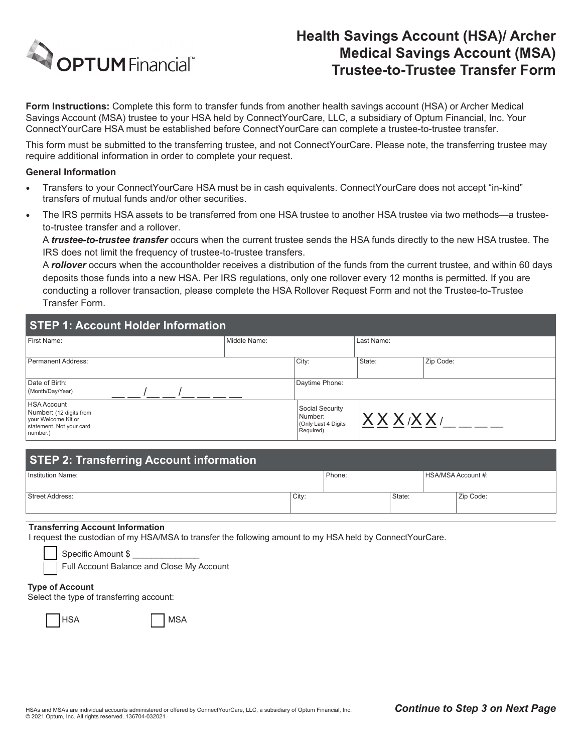# Health Savings Account (HSA)/ Archer Medical Savings Account (MSA) Trustee-to-Trustee Transfer Form

**Form Instructions:** Complete this form to transfer funds from another health savings account (HSA) or Archer Medical Savings Account (MSA) trustee to your HSA held by ConnectYourCare, LLC, a subsidiary of Optum Financial, Inc. Your ConnectYourCare HSA must be established before ConnectYourCare can complete a trustee-to-trustee transfer.

This form must be submitted to the transferring trustee, and not ConnectYourCare. Please note, the transferring trustee may require additional information in order to complete your request.

**General Information**

- Transfers to your ConnectYourCare HSA must be in cash equivalents. ConnectYourCare does not accept "in-kind" transfers of mutual funds and/or other securities.
- The IRS permits HSA assets to be transferred from one HSA trustee to another HSA trustee via two methods—a trustee-to-trustee transfer and a rollover.
  A ***trustee-to-trustee transfer*** occurs when the current trustee sends the HSA funds directly to the new HSA trustee. The IRS does not limit the frequency of trustee-to-trustee transfers.
  A ***rollover*** occurs when the accountholder receives a distribution of the funds from the current trustee, and within 60 days deposits those funds into a new HSA. Per IRS regulations, only one rollover every 12 months is permitted. If you are conducting a rollover transaction, please complete the HSA Rollover Request Form and not the Trustee-to-Trustee Transfer Form.

## STEP 1: Account Holder Information

| First Name: | Middle Name: | Last Name: | |
|---|---|---|---|
| Permanent Address: | City: | State: | Zip Code: |
| Date of Birth: (Month/Day/Year) __ __ /__ __ /__ __ __ __ | Daytime Phone: | | |
| HSA Account Number: (12 digits from your Welcome Kit or statement. Not your card number.) | Social Security Number: (Only Last 4 Digits Required) | X X X / X X / __ __ __ __ | |

## STEP 2: Transferring Account information

| Institution Name: | Phone: | HSA/MSA Account #: | |
|---|---|---|---|
| Street Address: | City: | State: | Zip Code: |

**Transferring Account Information**

I request the custodian of my HSA/MSA to transfer the following amount to my HSA held by ConnectYourCare.

☐ Specific Amount $ ______________

☐ Full Account Balance and Close My Account

**Type of Account**

Select the type of transferring account:

☐ HSA ☐ MSA

HSAs and MSAs are individual accounts administered or offered by ConnectYourCare, LLC, a subsidiary of Optum Financial, Inc.
© 2021 Optum, Inc. All rights reserved. 136704-032021

***Continue to Step 3 on Next Page***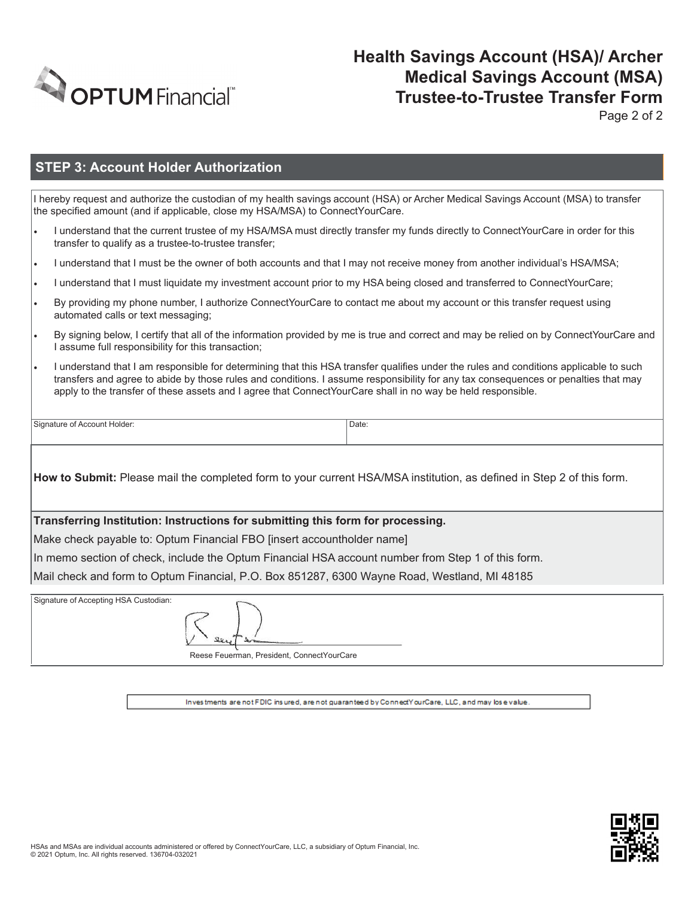# Health Savings Account (HSA)/ Archer Medical Savings Account (MSA) Trustee-to-Trustee Transfer Form

## STEP 3: Account Holder Authorization

I hereby request and authorize the custodian of my health savings account (HSA) or Archer Medical Savings Account (MSA) to transfer the specified amount (and if applicable, close my HSA/MSA) to ConnectYourCare.

- I understand that the current trustee of my HSA/MSA must directly transfer my funds directly to ConnectYourCare in order for this transfer to qualify as a trustee-to-trustee transfer;
- I understand that I must be the owner of both accounts and that I may not receive money from another individual's HSA/MSA;
- I understand that I must liquidate my investment account prior to my HSA being closed and transferred to ConnectYourCare;
- By providing my phone number, I authorize ConnectYourCare to contact me about my account or this transfer request using automated calls or text messaging;
- By signing below, I certify that all of the information provided by me is true and correct and may be relied on by ConnectYourCare and I assume full responsibility for this transaction;
- I understand that I am responsible for determining that this HSA transfer qualifies under the rules and conditions applicable to such transfers and agree to abide by those rules and conditions. I assume responsibility for any tax consequences or penalties that may apply to the transfer of these assets and I agree that ConnectYourCare shall in no way be held responsible.

| Signature of Account Holder: | Date: |
|---|---|
| | |

**How to Submit:** Please mail the completed form to your current HSA/MSA institution, as defined in Step 2 of this form.

**Transferring Institution: Instructions for submitting this form for processing.**

Make check payable to: Optum Financial FBO [insert accountholder name]

In memo section of check, include the Optum Financial HSA account number from Step 1 of this form.

Mail check and form to Optum Financial, P.O. Box 851287, 6300 Wayne Road, Westland, MI 48185

Signature of Accepting HSA Custodian:

Reese Feuerman, President, ConnectYourCare

Investments are not FDIC insured, are not guaranteed by ConnectYourCare, LLC, and may lose value.

HSAs and MSAs are individual accounts administered or offered by ConnectYourCare, LLC, a subsidiary of Optum Financial, Inc.
© 2021 Optum, Inc. All rights reserved. 136704-032021